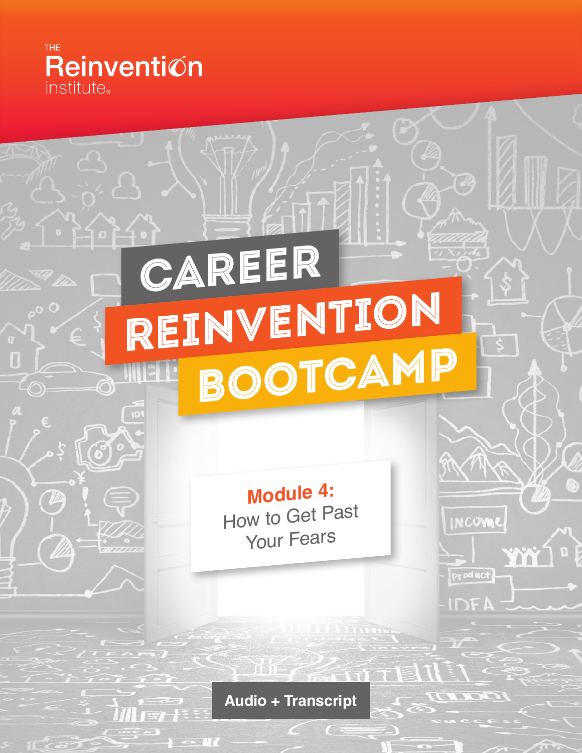THE Reinvention institute®

# CAREER REINVENTION BOOTCAMP

## Module 4:
How to Get Past Your Fears

**Audio + Transcript**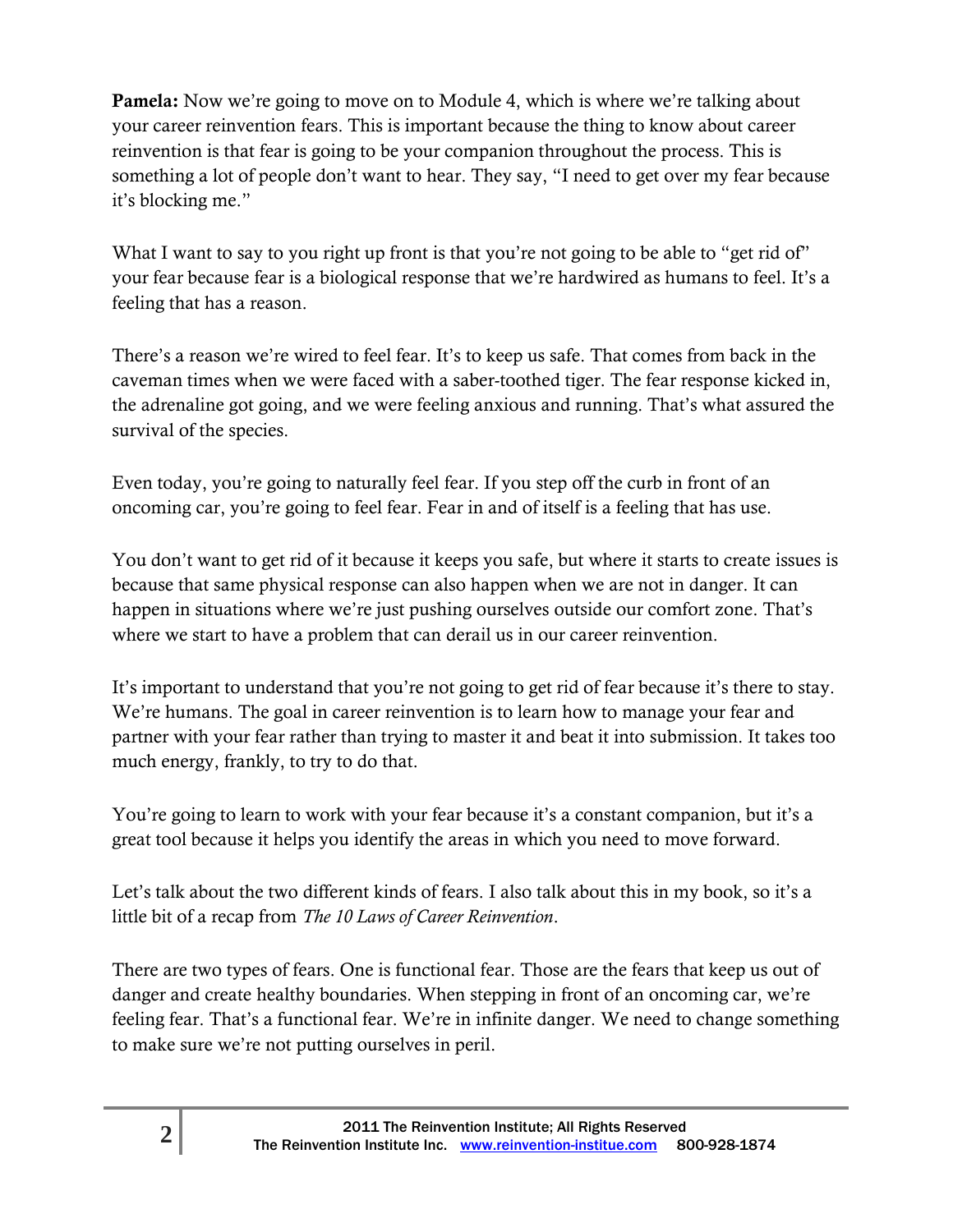**Pamela:** Now we're going to move on to Module 4, which is where we're talking about your career reinvention fears. This is important because the thing to know about career reinvention is that fear is going to be your companion throughout the process. This is something a lot of people don't want to hear. They say, "I need to get over my fear because it's blocking me."

What I want to say to you right up front is that you're not going to be able to "get rid of" your fear because fear is a biological response that we're hardwired as humans to feel. It's a feeling that has a reason.

There's a reason we're wired to feel fear. It's to keep us safe. That comes from back in the caveman times when we were faced with a saber-toothed tiger. The fear response kicked in, the adrenaline got going, and we were feeling anxious and running. That's what assured the survival of the species.

Even today, you're going to naturally feel fear. If you step off the curb in front of an oncoming car, you're going to feel fear. Fear in and of itself is a feeling that has use.

You don't want to get rid of it because it keeps you safe, but where it starts to create issues is because that same physical response can also happen when we are not in danger. It can happen in situations where we're just pushing ourselves outside our comfort zone. That's where we start to have a problem that can derail us in our career reinvention.

It's important to understand that you're not going to get rid of fear because it's there to stay. We're humans. The goal in career reinvention is to learn how to manage your fear and partner with your fear rather than trying to master it and beat it into submission. It takes too much energy, frankly, to try to do that.

You're going to learn to work with your fear because it's a constant companion, but it's a great tool because it helps you identify the areas in which you need to move forward.

Let's talk about the two different kinds of fears. I also talk about this in my book, so it's a little bit of a recap from *The 10 Laws of Career Reinvention*.

There are two types of fears. One is functional fear. Those are the fears that keep us out of danger and create healthy boundaries. When stepping in front of an oncoming car, we're feeling fear. That's a functional fear. We're in infinite danger. We need to change something to make sure we're not putting ourselves in peril.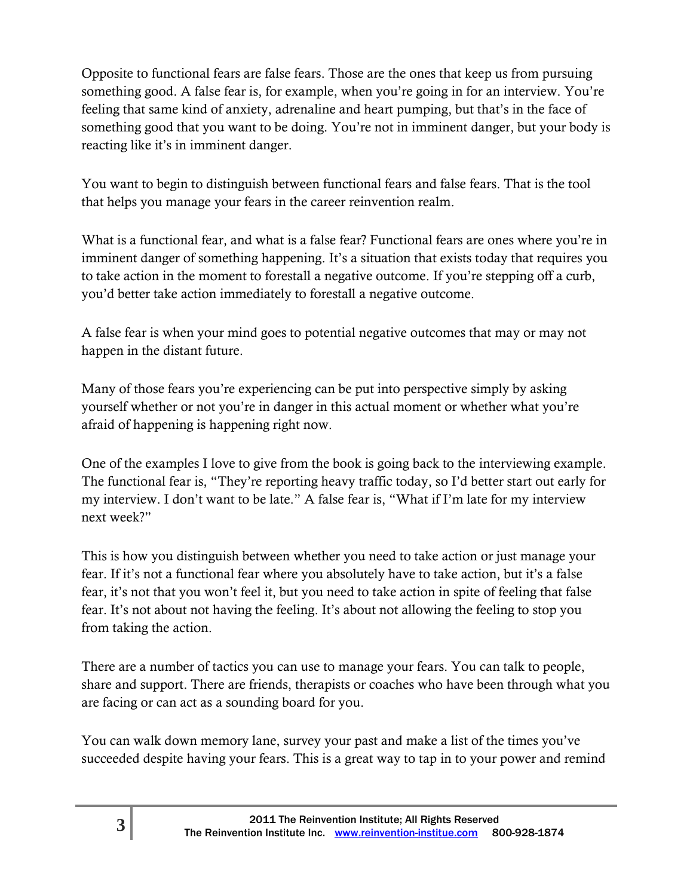Opposite to functional fears are false fears. Those are the ones that keep us from pursuing something good. A false fear is, for example, when you're going in for an interview. You're feeling that same kind of anxiety, adrenaline and heart pumping, but that's in the face of something good that you want to be doing. You're not in imminent danger, but your body is reacting like it's in imminent danger.

You want to begin to distinguish between functional fears and false fears. That is the tool that helps you manage your fears in the career reinvention realm.

What is a functional fear, and what is a false fear? Functional fears are ones where you're in imminent danger of something happening. It's a situation that exists today that requires you to take action in the moment to forestall a negative outcome. If you're stepping off a curb, you'd better take action immediately to forestall a negative outcome.

A false fear is when your mind goes to potential negative outcomes that may or may not happen in the distant future.

Many of those fears you're experiencing can be put into perspective simply by asking yourself whether or not you're in danger in this actual moment or whether what you're afraid of happening is happening right now.

One of the examples I love to give from the book is going back to the interviewing example. The functional fear is, "They're reporting heavy traffic today, so I'd better start out early for my interview. I don't want to be late." A false fear is, "What if I'm late for my interview next week?"

This is how you distinguish between whether you need to take action or just manage your fear. If it's not a functional fear where you absolutely have to take action, but it's a false fear, it's not that you won't feel it, but you need to take action in spite of feeling that false fear. It's not about not having the feeling. It's about not allowing the feeling to stop you from taking the action.

There are a number of tactics you can use to manage your fears. You can talk to people, share and support. There are friends, therapists or coaches who have been through what you are facing or can act as a sounding board for you.

You can walk down memory lane, survey your past and make a list of the times you've succeeded despite having your fears. This is a great way to tap in to your power and remind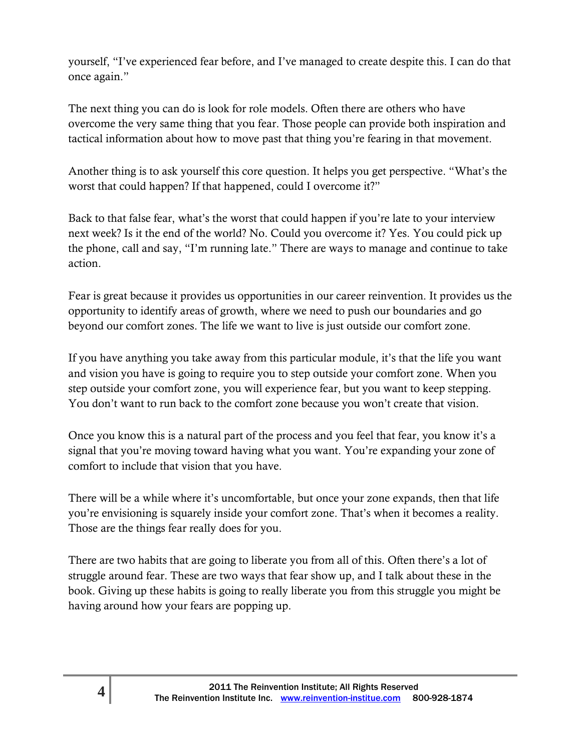yourself, "I've experienced fear before, and I've managed to create despite this. I can do that once again."

The next thing you can do is look for role models. Often there are others who have overcome the very same thing that you fear. Those people can provide both inspiration and tactical information about how to move past that thing you're fearing in that movement.

Another thing is to ask yourself this core question. It helps you get perspective. "What's the worst that could happen? If that happened, could I overcome it?"

Back to that false fear, what's the worst that could happen if you're late to your interview next week? Is it the end of the world? No. Could you overcome it? Yes. You could pick up the phone, call and say, "I'm running late." There are ways to manage and continue to take action.

Fear is great because it provides us opportunities in our career reinvention. It provides us the opportunity to identify areas of growth, where we need to push our boundaries and go beyond our comfort zones. The life we want to live is just outside our comfort zone.

If you have anything you take away from this particular module, it's that the life you want and vision you have is going to require you to step outside your comfort zone. When you step outside your comfort zone, you will experience fear, but you want to keep stepping. You don't want to run back to the comfort zone because you won't create that vision.

Once you know this is a natural part of the process and you feel that fear, you know it's a signal that you're moving toward having what you want. You're expanding your zone of comfort to include that vision that you have.

There will be a while where it's uncomfortable, but once your zone expands, then that life you're envisioning is squarely inside your comfort zone. That's when it becomes a reality. Those are the things fear really does for you.

There are two habits that are going to liberate you from all of this. Often there's a lot of struggle around fear. These are two ways that fear show up, and I talk about these in the book. Giving up these habits is going to really liberate you from this struggle you might be having around how your fears are popping up.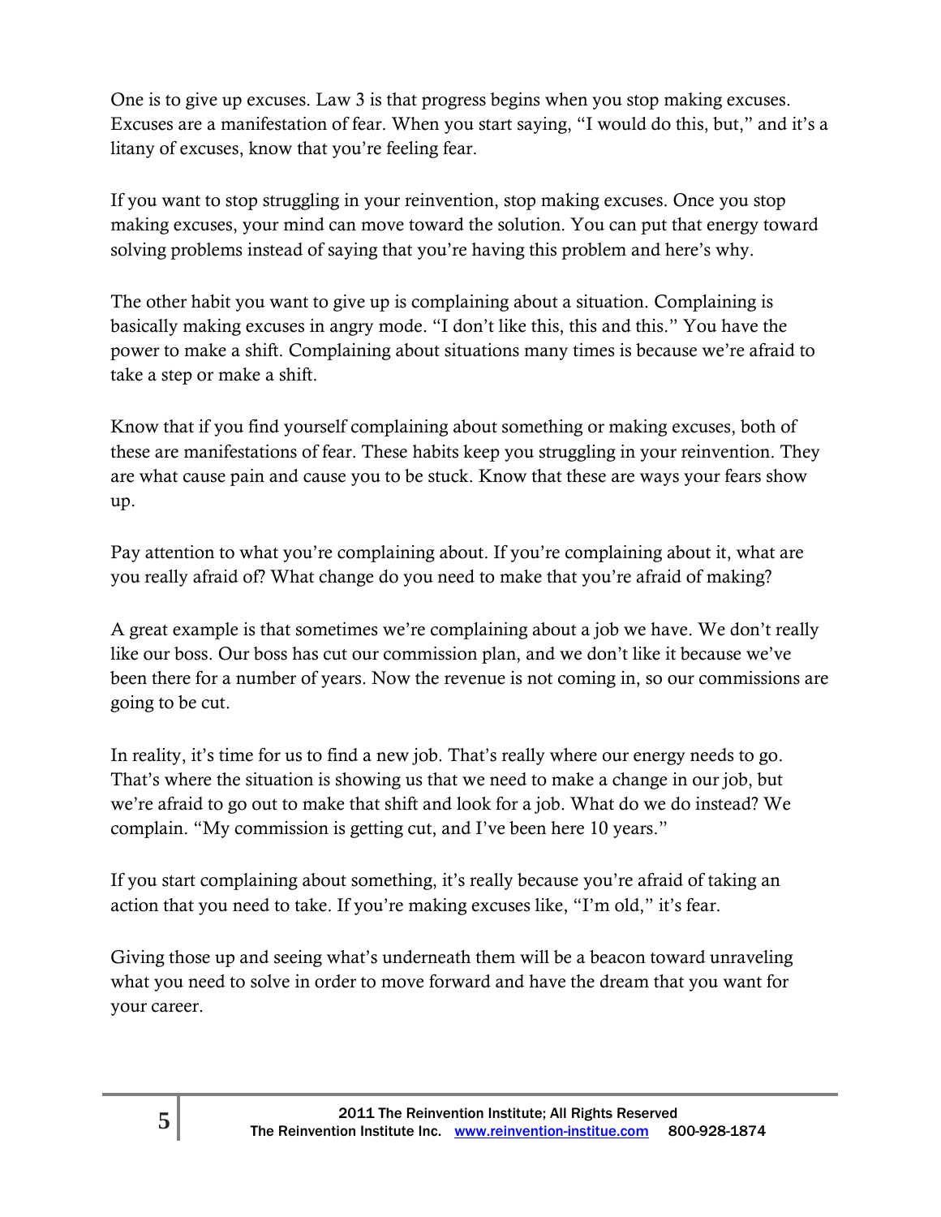One is to give up excuses. Law 3 is that progress begins when you stop making excuses. Excuses are a manifestation of fear. When you start saying, "I would do this, but," and it's a litany of excuses, know that you're feeling fear.

If you want to stop struggling in your reinvention, stop making excuses. Once you stop making excuses, your mind can move toward the solution. You can put that energy toward solving problems instead of saying that you're having this problem and here's why.

The other habit you want to give up is complaining about a situation. Complaining is basically making excuses in angry mode. "I don't like this, this and this." You have the power to make a shift. Complaining about situations many times is because we're afraid to take a step or make a shift.

Know that if you find yourself complaining about something or making excuses, both of these are manifestations of fear. These habits keep you struggling in your reinvention. They are what cause pain and cause you to be stuck. Know that these are ways your fears show up.

Pay attention to what you're complaining about. If you're complaining about it, what are you really afraid of? What change do you need to make that you're afraid of making?

A great example is that sometimes we're complaining about a job we have. We don't really like our boss. Our boss has cut our commission plan, and we don't like it because we've been there for a number of years. Now the revenue is not coming in, so our commissions are going to be cut.

In reality, it's time for us to find a new job. That's really where our energy needs to go. That's where the situation is showing us that we need to make a change in our job, but we're afraid to go out to make that shift and look for a job. What do we do instead? We complain. "My commission is getting cut, and I've been here 10 years."

If you start complaining about something, it's really because you're afraid of taking an action that you need to take. If you're making excuses like, "I'm old," it's fear.

Giving those up and seeing what's underneath them will be a beacon toward unraveling what you need to solve in order to move forward and have the dream that you want for your career.